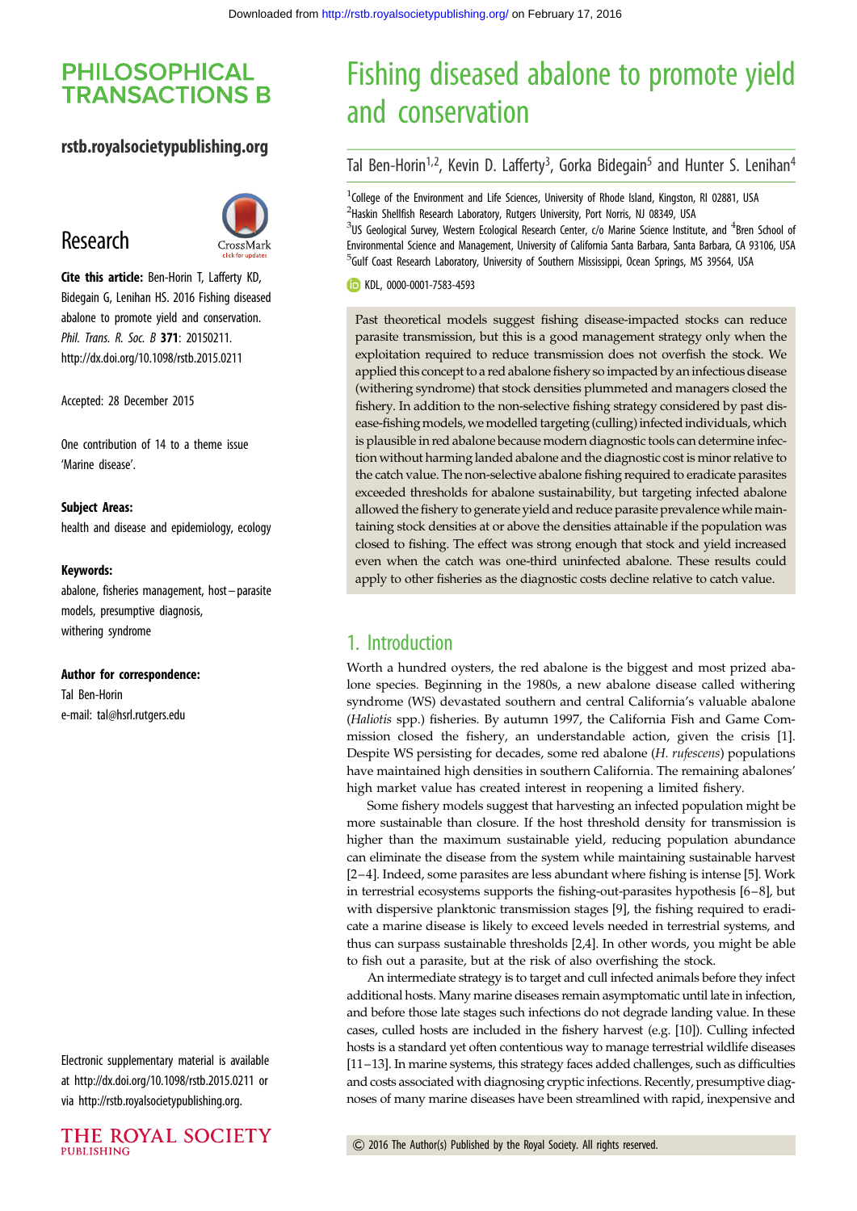# Fishing diseased abalone to promote yield and conservation

Tal Ben-Horin[1,2], Kevin D. Lafferty[3], Gorka Bidegain[5] and Hunter S. Lenihan[4]

[1]College of the Environment and Life Sciences, University of Rhode Island, Kingston, RI 02881, USA
[2]Haskin Shellfish Research Laboratory, Rutgers University, Port Norris, NJ 08349, USA
[3]US Geological Survey, Western Ecological Research Center, c/o Marine Science Institute, and [4]Bren School of Environmental Science and Management, University of California Santa Barbara, Santa Barbara, CA 93106, USA
[5]Gulf Coast Research Laboratory, University of Southern Mississippi, Ocean Springs, MS 39564, USA

KDL, 0000-0001-7583-4593

**PHILOSOPHICAL TRANSACTIONS B**

**rstb.royalsocietypublishing.org**

## Research

**Cite this article:** Ben-Horin T, Lafferty KD, Bidegain G, Lenihan HS. 2016 Fishing diseased abalone to promote yield and conservation. *Phil. Trans. R. Soc. B* **371**: 20150211. http://dx.doi.org/10.1098/rstb.2015.0211

Accepted: 28 December 2015

One contribution of 14 to a theme issue 'Marine disease'.

**Subject Areas:**

health and disease and epidemiology, ecology

**Keywords:**

abalone, fisheries management, host–parasite models, presumptive diagnosis, withering syndrome

**Author for correspondence:**

Tal Ben-Horin

e-mail: tal@hsrl.rutgers.edu

Electronic supplementary material is available at http://dx.doi.org/10.1098/rstb.2015.0211 or via http://rstb.royalsocietypublishing.org.

Past theoretical models suggest fishing disease-impacted stocks can reduce parasite transmission, but this is a good management strategy only when the exploitation required to reduce transmission does not overfish the stock. We applied this concept to a red abalone fishery so impacted by an infectious disease (withering syndrome) that stock densities plummeted and managers closed the fishery. In addition to the non-selective fishing strategy considered by past disease-fishing models, we modelled targeting (culling) infected individuals, which is plausible in red abalone because modern diagnostic tools can determine infection without harming landed abalone and the diagnostic cost is minor relative to the catch value. The non-selective abalone fishing required to eradicate parasites exceeded thresholds for abalone sustainability, but targeting infected abalone allowed the fishery to generate yield and reduce parasite prevalence while maintaining stock densities at or above the densities attainable if the population was closed to fishing. The effect was strong enough that stock and yield increased even when the catch was one-third uninfected abalone. These results could apply to other fisheries as the diagnostic costs decline relative to catch value.

## 1. Introduction

Worth a hundred oysters, the red abalone is the biggest and most prized abalone species. Beginning in the 1980s, a new abalone disease called withering syndrome (WS) devastated southern and central California's valuable abalone (*Haliotis* spp.) fisheries. By autumn 1997, the California Fish and Game Commission closed the fishery, an understandable action, given the crisis [1]. Despite WS persisting for decades, some red abalone (*H. rufescens*) populations have maintained high densities in southern California. The remaining abalones' high market value has created interest in reopening a limited fishery.

Some fishery models suggest that harvesting an infected population might be more sustainable than closure. If the host threshold density for transmission is higher than the maximum sustainable yield, reducing population abundance can eliminate the disease from the system while maintaining sustainable harvest [2–4]. Indeed, some parasites are less abundant where fishing is intense [5]. Work in terrestrial ecosystems supports the fishing-out-parasites hypothesis [6–8], but with dispersive planktonic transmission stages [9], the fishing required to eradicate a marine disease is likely to exceed levels needed in terrestrial systems, and thus can surpass sustainable thresholds [2,4]. In other words, you might be able to fish out a parasite, but at the risk of also overfishing the stock.

An intermediate strategy is to target and cull infected animals before they infect additional hosts. Many marine diseases remain asymptomatic until late in infection, and before those late stages such infections do not degrade landing value. In these cases, culled hosts are included in the fishery harvest (e.g. [10]). Culling infected hosts is a standard yet often contentious way to manage terrestrial wildlife diseases [11–13]. In marine systems, this strategy faces added challenges, such as difficulties and costs associated with diagnosing cryptic infections. Recently, presumptive diagnoses of many marine diseases have been streamlined with rapid, inexpensive and

© 2016 The Author(s) Published by the Royal Society. All rights reserved.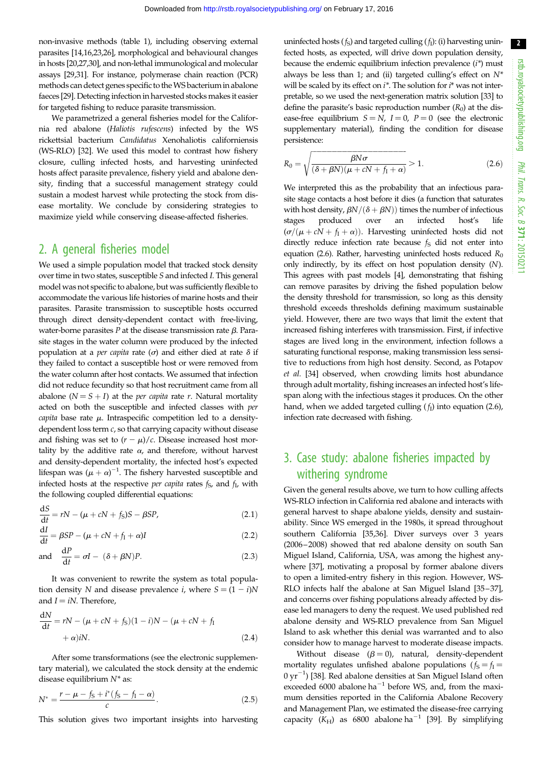non-invasive methods (table 1), including observing external parasites [14,16,23,26], morphological and behavioural changes in hosts [20,27,30], and non-lethal immunological and molecular assays [29,31]. For instance, polymerase chain reaction (PCR) methods can detect genes specific to the WS bacterium in abalone faeces [29]. Detecting infection in harvested stocks makes it easier for targeted fishing to reduce parasite transmission.

We parametrized a general fisheries model for the California red abalone (*Haliotis rufescens*) infected by the WS rickettsial bacterium *Candidatus* Xenohaliotis californiensis (WS-RLO) [32]. We used this model to contrast how fishery closure, culling infected hosts, and harvesting uninfected hosts affect parasite prevalence, fishery yield and abalone density, finding that a successful management strategy could sustain a modest harvest while protecting the stock from disease mortality. We conclude by considering strategies to maximize yield while conserving disease-affected fisheries.

## 2. A general fisheries model

We used a simple population model that tracked stock density over time in two states, susceptible $S$ and infected $I$. This general model was not specific to abalone, but was sufficiently flexible to accommodate the various life histories of marine hosts and their parasites. Parasite transmission to susceptible hosts occurred through direct density-dependent contact with free-living, water-borne parasites $P$ at the disease transmission rate $\beta$. Parasite stages in the water column were produced by the infected population at a *per capita* rate ($\sigma$) and either died at rate $\delta$ if they failed to contact a susceptible host or were removed from the water column after host contacts. We assumed that infection did not reduce fecundity so that host recruitment came from all abalone ($N = S + I$) at the *per capita* rate $r$. Natural mortality acted on both the susceptible and infected classes with *per capita* base rate $\mu$. Intraspecific competition led to a density-dependent loss term $c$, so that carrying capacity without disease and fishing was set to $(r - \mu)/c$. Disease increased host mortality by the additive rate $\alpha$, and therefore, without harvest and density-dependent mortality, the infected host's expected lifespan was $(\mu + \alpha)^{-1}$. The fishery harvested susceptible and infected hosts at the respective *per capita* rates $f_S$, and $f_I$, with the following coupled differential equations:

$$\frac{dS}{dt} = rN - (\mu + cN + f_S)S - \beta SP, \tag{2.1}$$

$$\frac{dI}{dt} = \beta SP - (\mu + cN + f_I + \alpha)I \tag{2.2}$$

$$\text{and} \quad \frac{dP}{dt} = \sigma I - (\delta + \beta N)P. \tag{2.3}$$

It was convenient to rewrite the system as total population density $N$ and disease prevalence $i$, where $S = (1 - i)N$ and $I = iN$. Therefore,

$$\frac{dN}{dt} = rN - (\mu + cN + f_S)(1 - i)N - (\mu + cN + f_I + \alpha)iN. \tag{2.4}$$

After some transformations (see the electronic supplementary material), we calculated the stock density at the endemic disease equilibrium $N^*$ as:

$$N^* = \frac{r - \mu - f_S + i^*(f_S - f_I - \alpha)}{c}. \tag{2.5}$$

This solution gives two important insights into harvesting uninfected hosts ($f_S$) and targeted culling ($f_I$): (i) harvesting uninfected hosts, as expected, will drive down population density, because the endemic equilibrium infection prevalence ($i^*$) must always be less than 1; and (ii) targeted culling's effect on $N^*$ will be scaled by its effect on $i^*$. The solution for $i^*$ was not interpretable, so we used the next-generation matrix solution [33] to define the parasite's basic reproduction number ($R_0$) at the disease-free equilibrium $S = N$, $I = 0$, $P = 0$ (see the electronic supplementary material), finding the condition for disease persistence:

$$R_0 = \sqrt{\frac{\beta N \sigma}{(\delta + \beta N)(\mu + cN + f_I + \alpha)}} > 1. \tag{2.6}$$

We interpreted this as the probability that an infectious parasite stage contacts a host before it dies (a function that saturates with host density, $\beta N/(\delta + \beta N)$) times the number of infectious stages produced over an infected host's life ($\sigma/(\mu + cN + f_I + \alpha)$). Harvesting uninfected hosts did not directly reduce infection rate because $f_S$ did not enter into equation (2.6). Rather, harvesting uninfected hosts reduced $R_0$ only indirectly, by its effect on host population density ($N$). This agrees with past models [4], demonstrating that fishing can remove parasites by driving the fished population below the density threshold for transmission, so long as this density threshold exceeds thresholds defining maximum sustainable yield. However, there are two ways that limit the extent that increased fishing interferes with transmission. First, if infective stages are lived long in the environment, infection follows a saturating functional response, making transmission less sensitive to reductions from high host density. Second, as Potapov *et al.* [34] observed, when crowding limits host abundance through adult mortality, fishing increases an infected host's lifespan along with the infectious stages it produces. On the other hand, when we added targeted culling ($f_I$) into equation (2.6), infection rate decreased with fishing.

## 3. Case study: abalone fisheries impacted by withering syndrome

Given the general results above, we turn to how culling affects WS-RLO infection in California red abalone and interacts with general harvest to shape abalone yields, density and sustainability. Since WS emerged in the 1980s, it spread throughout southern California [35,36]. Diver surveys over 3 years (2006–2008) showed that red abalone density on south San Miguel Island, California, USA, was among the highest anywhere [37], motivating a proposal by former abalone divers to open a limited-entry fishery in this region. However, WS-RLO infects half the abalone at San Miguel Island [35–37], and concerns over fishing populations already affected by disease led managers to deny the request. We used published red abalone density and WS-RLO prevalence from San Miguel Island to ask whether this denial was warranted and to also consider how to manage harvest to moderate disease impacts.

Without disease ($\beta = 0$), natural, density-dependent mortality regulates unfished abalone populations ($f_S = f_I = 0\ \text{yr}^{-1}$) [38]. Red abalone densities at San Miguel Island often exceeded 6000 abalone ha$^{-1}$ before WS, and, from the maximum densities reported in the California Abalone Recovery and Management Plan, we estimated the disease-free carrying capacity ($K_H$) as 6800 abalone ha$^{-1}$ [39]. By simplifying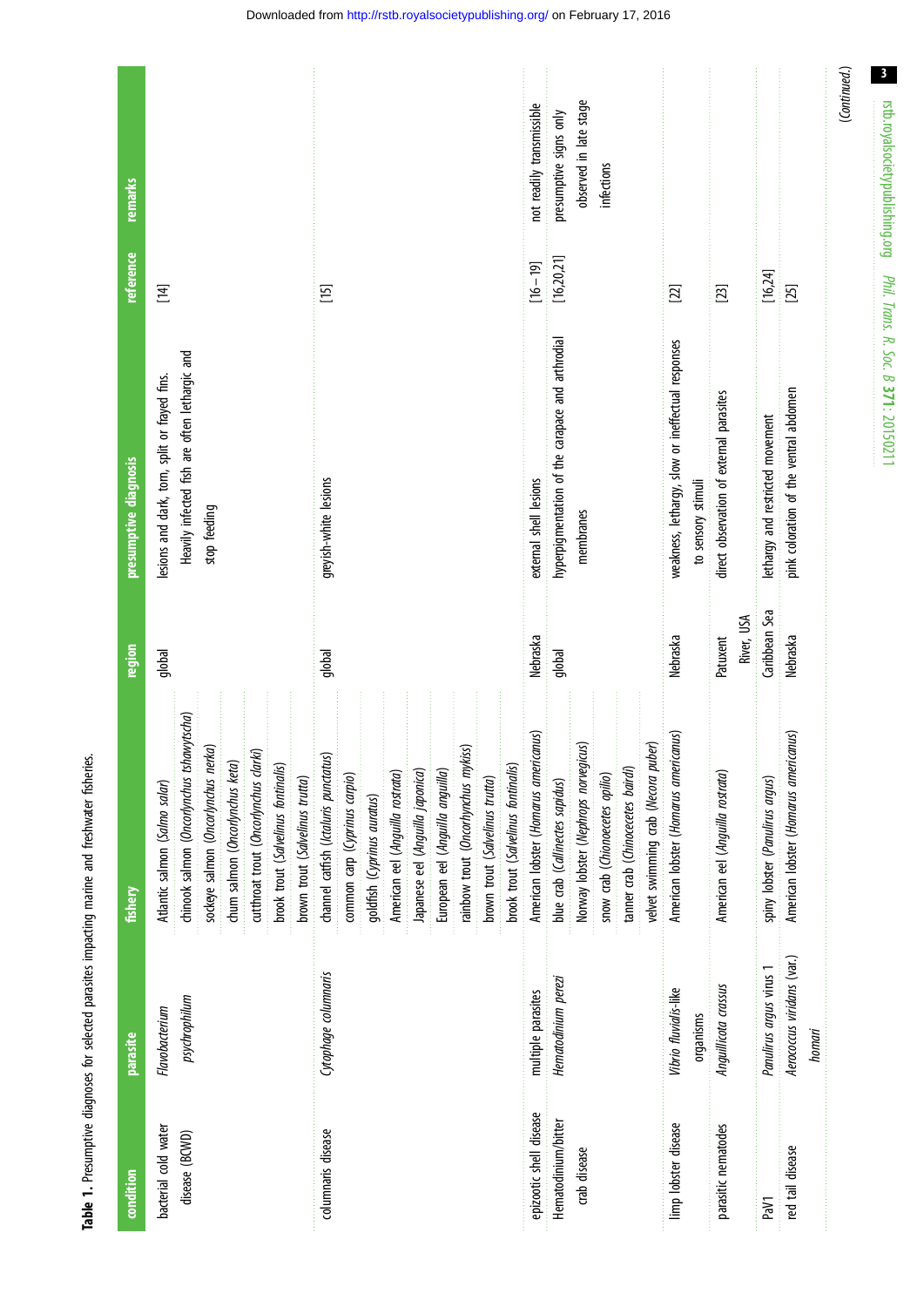**Table 1.** Presumptive diagnoses for selected parasites impacting marine and freshwater fisheries.

| condition | parasite | fishery | region | presumptive diagnosis | reference | remarks |
|---|---|---|---|---|---|---|
| bacterial cold water disease (BCWD) | *Flavobacterium psychrophilum* | Atlantic salmon (*Salmo salar*) | global | lesions and dark, torn, split or frayed fins. Heavily infected fish are often lethargic and stop feeding | [14] | |
| | | chinook salmon (*Oncorhynchus tshawytscha*) | | | | |
| | | sockeye salmon (*Oncorhynchus nerka*) | | | | |
| | | chum salmon (*Oncorhynchus keta*) | | | | |
| | | cutthroat trout (*Oncorhynchus clarki*) | | | | |
| | | brook trout (*Salvelinus fontinalis*) | | | | |
| | | brown trout (*Salvelinus trutta*) | | | | |
| columnaris disease | *Cytophage columnaris* | channel catfish (*Ictaluris punctatus*) | global | greyish-white lesions | [15] | |
| | | common carp (*Cyprinus carpio*) | | | | |
| | | goldfish (*Cyprinus auratus*) | | | | |
| | | American eel (*Anguilla rostrata*) | | | | |
| | | Japanese eel (*Anguilla japonica*) | | | | |
| | | European eel (*Anguilla anguilla*) | | | | |
| | | rainbow trout (*Oncorhynchus mykiss*) | | | | |
| | | brown trout (*Salvelinus trutta*) | | | | |
| | | brook trout (*Salvelinus fontinalis*) | | | | |
| epizootic shell disease | multiple parasites | American lobster (*Homarus americanus*) | Nebraska | external shell lesions | [16–19] | not readily transmissible |
| Hematodinium/bitter crab disease | *Hematodinium perezi* | blue crab (*Callinectes sapidus*) | global | hyperpigmentation of the carapace and arthrodial membranes | [16,20,21] | presumptive signs only observed in late stage infections |
| | | Norway lobster (*Nephrops norvegicus*) | | | | |
| | | snow crab (*Chionoecetes opilio*) | | | | |
| | | tanner crab (*Chinoecetes bairdi*) | | | | |
| | | velvet swimming crab (*Necora puber*) | | | | |
| limp lobster disease | *Vibrio fluvialis*-like organisms | American lobster (*Homarus americanus*) | Nebraska | weakness, lethargy, slow or ineffectual responses to sensory stimuli | [22] | |
| parasitic nematodes | *Anguillicota crassus* | American eel (*Anguilla rostrata*) | Patuxent River, USA | direct observation of external parasites | [23] | |
| PaV1 | *Panulirus argus* virus 1 | spiny lobster (*Panulirus argus*) | Caribbean Sea | lethargy and restricted movement | [16,24] | |
| red tail disease | *Aerococcus viridans* (var.) *homari* | American lobster (*Homarus americanus*) | Nebraska | pink coloration of the ventral abdomen | [25] | |

(*Continued.*)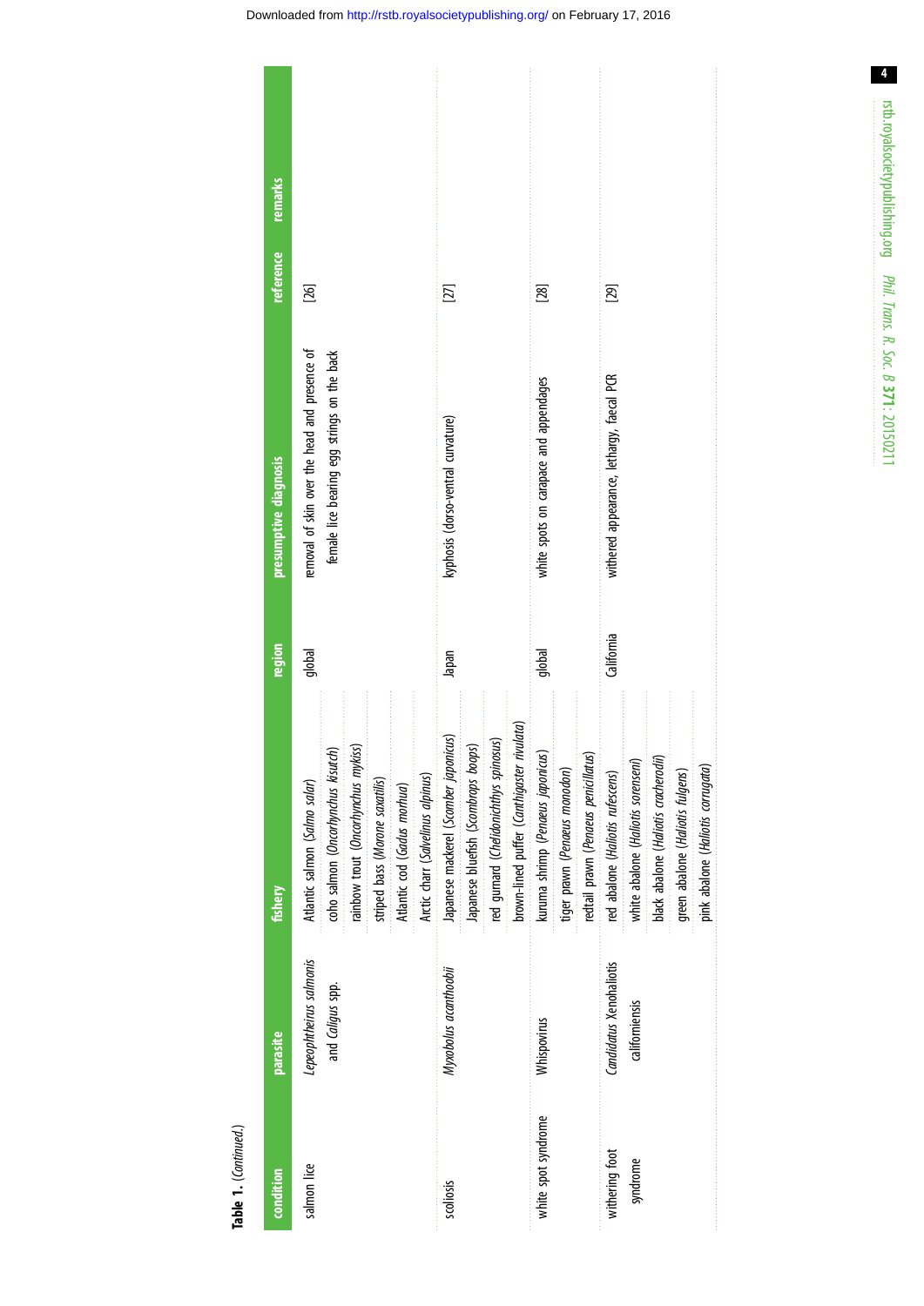**Table 1.** (*Continued*.)

| condition | parasite | fishery | region | presumptive diagnosis | reference | remarks |
|---|---|---|---|---|---|---|
| salmon lice | *Lepeophtheirus salmonis* and *Caligus* spp. | Atlantic salmon (*Salmo salar*) | global | removal of skin over the head and presence of female lice bearing egg strings on the back | [26] | |
| | | coho salmon (*Oncorhynchus kisutch*) | | | | |
| | | rainbow trout (*Oncorhynchus mykiss*) | | | | |
| | | striped bass (*Morone saxatilis*) | | | | |
| | | Atlantic cod (*Gadus morhua*) | | | | |
| | | Arctic char (*Salvelinus alpinus*) | | | | |
| scoliosis | *Myxobolus acanthogobii* | Japanese mackerel (*Scomber japonicus*) | Japan | kyphosis (dorso-ventral curvature) | [27] | |
| | | Japanese bluefish (*Scombrops boops*) | | | | |
| | | red gurnard (*Chelidonichthys spinosus*) | | | | |
| | | brown-lined puffer (*Canthigaster rivulata*) | | | | |
| white spot syndrome | Whispovirus | kuruma shrimp (*Penaeus japonicus*) | global | white spots on carapace and appendages | [28] | |
| | | tiger prawn (*Penaeus monodon*) | | | | |
| | | redtail prawn (*Penaeus penicillatus*) | | | | |
| withering foot syndrome | *Candidatus* Xenohaliotis californiensis | red abalone (*Haliotis rufescens*) | California | withered appearance, lethargy, faecal PCR | [29] | |
| | | white abalone (*Haliotis sorenseni*) | | | | |
| | | black abalone (*Haliotis cracherodii*) | | | | |
| | | green abalone (*Haliotis fulgens*) | | | | |
| | | pink abalone (*Haliotis corrugata*) | | | | |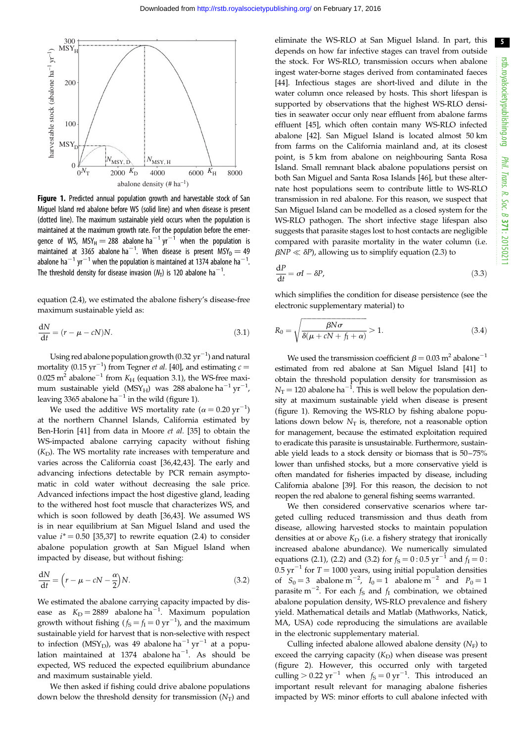**Figure 1.** Predicted annual population growth and harvestable stock of San Miguel Island red abalone before WS (solid line) and when disease is present (dotted line). The maximum sustainable yield occurs when the population is maintained at the maximum growth rate. For the population before the emergence of WS, $MSY_H = 288$ abalone ha$^{-1}$ yr$^{-1}$ when the population is maintained at 3365 abalone ha$^{-1}$. When disease is present $MSY_D = 49$ abalone ha$^{-1}$ yr$^{-1}$ when the population is maintained at 1374 abalone ha$^{-1}$. The threshold density for disease invasion ($N_T$) is 120 abalone ha$^{-1}$.

equation (2.4), we estimated the abalone fishery's disease-free maximum sustainable yield as:

$$\frac{dN}{dt} = (r - \mu - cN)N. \tag{3.1}$$

Using red abalone population growth (0.32 yr$^{-1}$) and natural mortality (0.15 yr$^{-1}$) from Tegner *et al.* [40], and estimating $c = 0.025$ m$^2$ abalone$^{-1}$ from $K_H$ (equation 3.1), the WS-free maximum sustainable yield ($MSY_H$) was 288 abalone ha$^{-1}$ yr$^{-1}$, leaving 3365 abalone ha$^{-1}$ in the wild (figure 1).

We used the additive WS mortality rate ($\alpha = 0.20$ yr$^{-1}$) at the northern Channel Islands, California estimated by Ben-Horin [41] from data in Moore *et al.* [35] to obtain the WS-impacted abalone carrying capacity without fishing ($K_D$). The WS mortality rate increases with temperature and varies across the California coast [36,42,43]. The early and advancing infections detectable by PCR remain asymptomatic in cold water without decreasing the sale price. Advanced infections impact the host digestive gland, leading to the withered host foot muscle that characterizes WS, and which is soon followed by death [36,43]. We assumed WS is in near equilibrium at San Miguel Island and used the value $i^* = 0.50$ [35,37] to rewrite equation (2.4) to consider abalone population growth at San Miguel Island when impacted by disease, but without fishing:

$$\frac{dN}{dt} = \left(r - \mu - cN - \frac{\alpha}{2}\right)N. \tag{3.2}$$

We estimated the abalone carrying capacity impacted by disease as $K_D = 2889$ abalone ha$^{-1}$. Maximum population growth without fishing ($f_S = f_I = 0$ yr$^{-1}$), and the maximum sustainable yield for harvest that is non-selective with respect to infection ($MSY_D$), was 49 abalone ha$^{-1}$ yr$^{-1}$ at a population maintained at 1374 abalone ha$^{-1}$. As should be expected, WS reduced the expected equilibrium abundance and maximum sustainable yield.

We then asked if fishing could drive abalone populations down below the threshold density for transmission ($N_T$) and eliminate the WS-RLO at San Miguel Island. In part, this depends on how far infective stages can travel from outside the stock. For WS-RLO, transmission occurs when abalone ingest water-borne stages derived from contaminated faeces [44]. Infectious stages are short-lived and dilute in the water column once released by hosts. This short lifespan is supported by observations that the highest WS-RLO densities in seawater occur only near effluent from abalone farms effluent [45], which often contain many WS-RLO infected abalone [42]. San Miguel Island is located almost 50 km from farms on the California mainland and, at its closest point, is 5 km from abalone on neighbouring Santa Rosa Island. Small remnant black abalone populations persist on both San Miguel and Santa Rosa Islands [46], but these alternate host populations seem to contribute little to WS-RLO transmission in red abalone. For this reason, we suspect that San Miguel Island can be modelled as a closed system for the WS-RLO pathogen. The short infective stage lifespan also suggests that parasite stages lost to host contacts are negligible compared with parasite mortality in the water column (i.e. $\beta NP \ll \delta P$), allowing us to simplify equation (2.3) to

$$\frac{dP}{dt} = \sigma I - \delta P, \tag{3.3}$$

which simplifies the condition for disease persistence (see the electronic supplementary material) to

$$R_0 = \sqrt{\frac{\beta N \sigma}{\delta(\mu + cN + f_I + \alpha)}} > 1. \tag{3.4}$$

We used the transmission coefficient $\beta = 0.03$ m$^2$ abalone$^{-1}$ estimated from red abalone at San Miguel Island [41] to obtain the threshold population density for transmission as $N_T = 120$ abalone ha$^{-1}$. This is well below the population density at maximum sustainable yield when disease is present (figure 1). Removing the WS-RLO by fishing abalone populations down below $N_T$ is, therefore, not a reasonable option for management, because the estimated exploitation required to eradicate this parasite is unsustainable. Furthermore, sustainable yield leads to a stock density or biomass that is 50–75% lower than unfished stocks, but a more conservative yield is often mandated for fisheries impacted by disease, including California abalone [39]. For this reason, the decision to not reopen the red abalone to general fishing seems warranted.

We then considered conservative scenarios where targeted culling reduced transmission and thus death from disease, allowing harvested stocks to maintain population densities at or above $K_D$ (i.e. a fishery strategy that ironically increased abalone abundance). We numerically simulated equations (2.1), (2.2) and (3.2) for $f_S = 0 : 0.5$ yr$^{-1}$ and $f_I = 0 : 0.5$ yr$^{-1}$ for $T = 1000$ years, using initial population densities of $S_0 = 3$ abalone m$^{-2}$, $I_0 = 1$ abalone m$^{-2}$ and $P_0 = 1$ parasite m$^{-2}$. For each $f_S$ and $f_I$ combination, we obtained abalone population density, WS-RLO prevalence and fishery yield. Mathematical details and Matlab (Mathworks, Natick, MA, USA) code reproducing the simulations are available in the electronic supplementary material.

Culling infected abalone allowed abalone density ($N_F$) to exceed the carrying capacity ($K_D$) when disease was present (figure 2). However, this occurred only with targeted culling $> 0.22$ yr$^{-1}$ when $f_S = 0$ yr$^{-1}$. This introduced an important result relevant for managing abalone fisheries impacted by WS: minor efforts to cull abalone infected with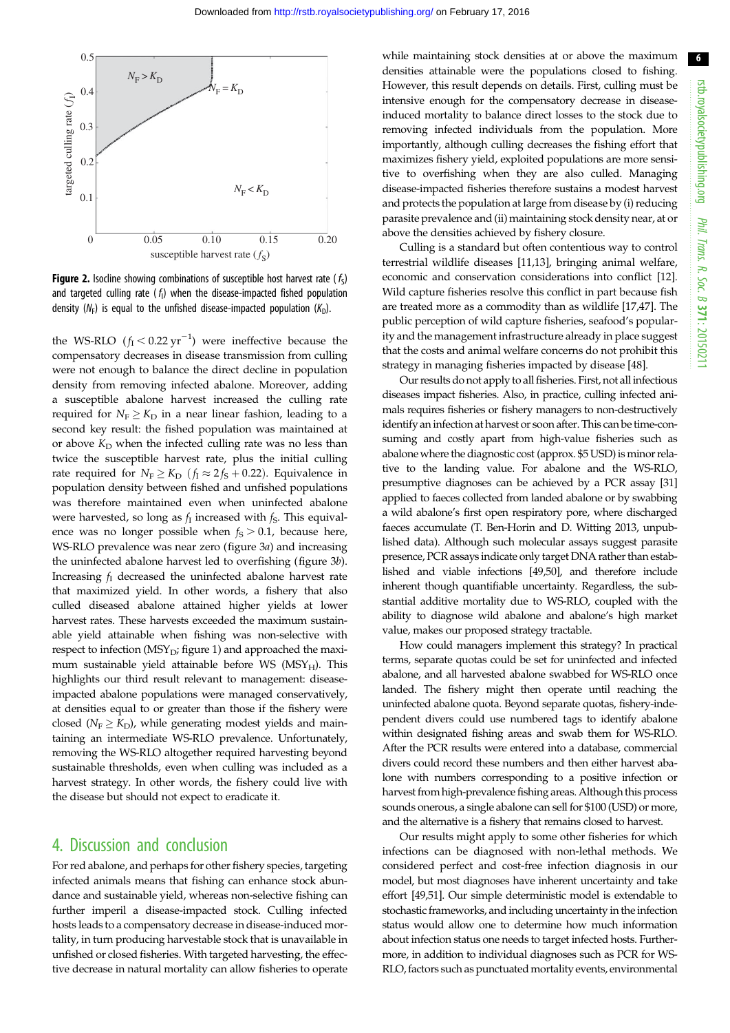**Figure 2.** Isocline showing combinations of susceptible host harvest rate ($f_S$) and targeted culling rate ($f_I$) when the disease-impacted fished population density ($N_F$) is equal to the unfished disease-impacted population ($K_D$).

the WS-RLO ($f_I < 0.22\ \text{yr}^{-1}$) were ineffective because the compensatory decreases in disease transmission from culling were not enough to balance the direct decline in population density from removing infected abalone. Moreover, adding a susceptible abalone harvest increased the culling rate required for $N_F \geq K_D$ in a near linear fashion, leading to a second key result: the fished population was maintained at or above $K_D$ when the infected culling rate was no less than twice the susceptible harvest rate, plus the initial culling rate required for $N_F \geq K_D$ ($f_I \approx 2 f_S + 0.22$). Equivalence in population density between fished and unfished populations was therefore maintained even when uninfected abalone were harvested, so long as $f_I$ increased with $f_S$. This equivalence was no longer possible when $f_S > 0.1$, because here, WS-RLO prevalence was near zero (figure 3*a*) and increasing the uninfected abalone harvest led to overfishing (figure 3*b*). Increasing $f_I$ decreased the uninfected abalone harvest rate that maximized yield. In other words, a fishery that also culled diseased abalone attained higher yields at lower harvest rates. These harvests exceeded the maximum sustainable yield attainable when fishing was non-selective with respect to infection ($\text{MSY}_D$; figure 1) and approached the maximum sustainable yield attainable before WS ($\text{MSY}_H$). This highlights our third result relevant to management: disease-impacted abalone populations were managed conservatively, at densities equal to or greater than those if the fishery were closed ($N_F \geq K_D$), while generating modest yields and maintaining an intermediate WS-RLO prevalence. Unfortunately, removing the WS-RLO altogether required harvesting beyond sustainable thresholds, even when culling was included as a harvest strategy. In other words, the fishery could live with the disease but should not expect to eradicate it.

## 4. Discussion and conclusion

For red abalone, and perhaps for other fishery species, targeting infected animals means that fishing can enhance stock abundance and sustainable yield, whereas non-selective fishing can further imperil a disease-impacted stock. Culling infected hosts leads to a compensatory decrease in disease-induced mortality, in turn producing harvestable stock that is unavailable in unfished or closed fisheries. With targeted harvesting, the effective decrease in natural mortality can allow fisheries to operate while maintaining stock densities at or above the maximum densities attainable were the populations closed to fishing. However, this result depends on details. First, culling must be intensive enough for the compensatory decrease in disease-induced mortality to balance direct losses to the stock due to removing infected individuals from the population. More importantly, although culling decreases the fishing effort that maximizes fishery yield, exploited populations are more sensitive to overfishing when they are also culled. Managing disease-impacted fisheries therefore sustains a modest harvest and protects the population at large from disease by (i) reducing parasite prevalence and (ii) maintaining stock density near, at or above the densities achieved by fishery closure.

Culling is a standard but often contentious way to control terrestrial wildlife diseases [11,13], bringing animal welfare, economic and conservation considerations into conflict [12]. Wild capture fisheries resolve this conflict in part because fish are treated more as a commodity than as wildlife [17,47]. The public perception of wild capture fisheries, seafood's popularity and the management infrastructure already in place suggest that the costs and animal welfare concerns do not prohibit this strategy in managing fisheries impacted by disease [48].

Our results do not apply to all fisheries. First, not all infectious diseases impact fisheries. Also, in practice, culling infected animals requires fisheries or fishery managers to non-destructively identify an infection at harvest or soon after. This can be time-consuming and costly apart from high-value fisheries such as abalone where the diagnostic cost (approx. \$5 USD) is minor relative to the landing value. For abalone and the WS-RLO, presumptive diagnoses can be achieved by a PCR assay [31] applied to faeces collected from landed abalone or by swabbing a wild abalone's first open respiratory pore, where discharged faeces accumulate (T. Ben-Horin and D. Witting 2013, unpublished data). Although such molecular assays suggest parasite presence, PCR assays indicate only target DNA rather than established and viable infections [49,50], and therefore include inherent though quantifiable uncertainty. Regardless, the substantial additive mortality due to WS-RLO, coupled with the ability to diagnose wild abalone and abalone's high market value, makes our proposed strategy tractable.

How could managers implement this strategy? In practical terms, separate quotas could be set for uninfected and infected abalone, and all harvested abalone swabbed for WS-RLO once landed. The fishery might then operate until reaching the uninfected abalone quota. Beyond separate quotas, fishery-independent divers could use numbered tags to identify abalone within designated fishing areas and swab them for WS-RLO. After the PCR results were entered into a database, commercial divers could record these numbers and then either harvest abalone with numbers corresponding to a positive infection or harvest from high-prevalence fishing areas. Although this process sounds onerous, a single abalone can sell for \$100 (USD) or more, and the alternative is a fishery that remains closed to harvest.

Our results might apply to some other fisheries for which infections can be diagnosed with non-lethal methods. We considered perfect and cost-free infection diagnosis in our model, but most diagnoses have inherent uncertainty and take effort [49,51]. Our simple deterministic model is extendable to stochastic frameworks, and including uncertainty in the infection status would allow one to determine how much information about infection status one needs to target infected hosts. Furthermore, in addition to individual diagnoses such as PCR for WS-RLO, factors such as punctuated mortality events, environmental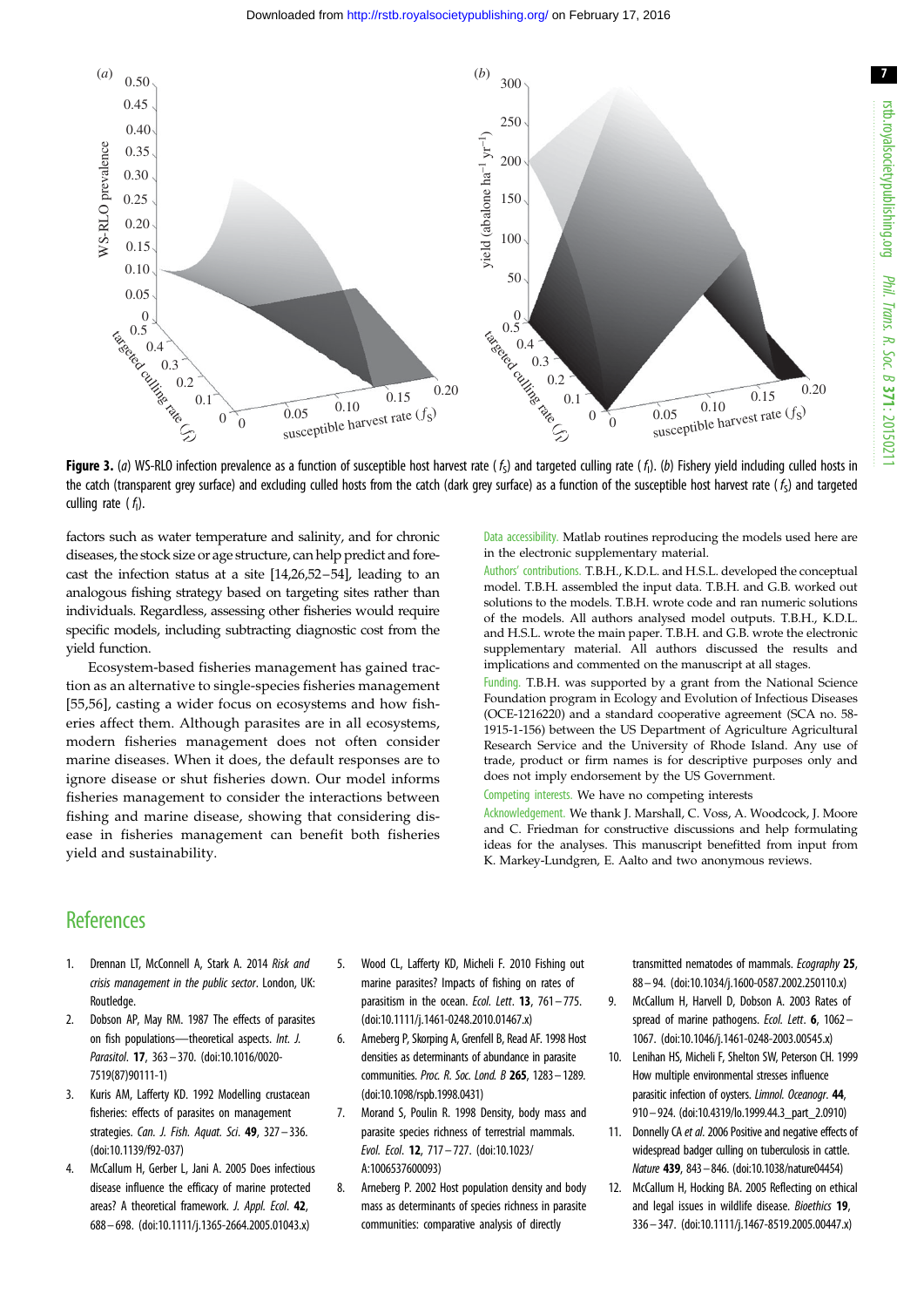(a)

WS-RLO prevalence

0.50
0.45
0.40
0.35
0.30
0.25
0.20
0.15
0.10
0.05
0

targeted culling rate ($f_I$)

0.5
0.4
0.3
0.2
0.1
0

susceptible harvest rate ($f_S$)

0
0.05
0.10
0.15
0.20

(b)

yield (abalone ha$^{-1}$ yr$^{-1}$)

300
250
200
150
100
50
0

targeted culling rate ($f_I$)

0.5
0.4
0.3
0.2
0.1
0

susceptible harvest rate ($f_S$)

0
0.05
0.10
0.15
0.20

**Figure 3.** (*a*) WS-RLO infection prevalence as a function of susceptible host harvest rate ($f_S$) and targeted culling rate ($f_I$). (*b*) Fishery yield including culled hosts in the catch (transparent grey surface) and excluding culled hosts from the catch (dark grey surface) as a function of the susceptible host harvest rate ($f_S$) and targeted culling rate ($f_I$).

factors such as water temperature and salinity, and for chronic diseases, the stock size or age structure, can help predict and forecast the infection status at a site [14,26,52–54], leading to an analogous fishing strategy based on targeting sites rather than individuals. Regardless, assessing other fisheries would require specific models, including subtracting diagnostic cost from the yield function.

Ecosystem-based fisheries management has gained traction as an alternative to single-species fisheries management [55,56], casting a wider focus on ecosystems and how fisheries affect them. Although parasites are in all ecosystems, modern fisheries management does not often consider marine diseases. When it does, the default responses are to ignore disease or shut fisheries down. Our model informs fisheries management to consider the interactions between fishing and marine disease, showing that considering disease in fisheries management can benefit both fisheries yield and sustainability.

Data accessibility. Matlab routines reproducing the models used here are in the electronic supplementary material.

Authors' contributions. T.B.H., K.D.L. and H.S.L. developed the conceptual model. T.B.H. assembled the input data. T.B.H. and G.B. worked out solutions to the models. T.B.H. wrote code and ran numeric solutions of the models. All authors analysed model outputs. T.B.H., K.D.L. and H.S.L. wrote the main paper. T.B.H. and G.B. wrote the electronic supplementary material. All authors discussed the results and implications and commented on the manuscript at all stages.

Funding. T.B.H. was supported by a grant from the National Science Foundation program in Ecology and Evolution of Infectious Diseases (OCE-1216220) and a standard cooperative agreement (SCA no. 58-1915-1-156) between the US Department of Agriculture Agricultural Research Service and the University of Rhode Island. Any use of trade, product or firm names is for descriptive purposes only and does not imply endorsement by the US Government.

Competing interests. We have no competing interests

Acknowledgement. We thank J. Marshall, C. Voss, A. Woodcock, J. Moore and C. Friedman for constructive discussions and help formulating ideas for the analyses. This manuscript benefitted from input from K. Markey-Lundgren, E. Aalto and two anonymous reviews.

## References

1. Drennan LT, McConnell A, Stark A. 2014 *Risk and crisis management in the public sector*. London, UK: Routledge.
2. Dobson AP, May RM. 1987 The effects of parasites on fish populations—theoretical aspects. *Int. J. Parasitol.* **17**, 363–370. (doi:10.1016/0020-7519(87)90111-1)
3. Kuris AM, Lafferty KD. 1992 Modelling crustacean fisheries: effects of parasites on management strategies. *Can. J. Fish. Aquat. Sci.* **49**, 327–336. (doi:10.1139/f92-037)
4. McCallum H, Gerber L, Jani A. 2005 Does infectious disease influence the efficacy of marine protected areas? A theoretical framework. *J. Appl. Ecol.* **42**, 688–698. (doi:10.1111/j.1365-2664.2005.01043.x)
5. Wood CL, Lafferty KD, Micheli F. 2010 Fishing out marine parasites? Impacts of fishing on rates of parasitism in the ocean. *Ecol. Lett.* **13**, 761–775. (doi:10.1111/j.1461-0248.2010.01467.x)
6. Arneberg P, Skorping A, Grenfell B, Read AF. 1998 Host densities as determinants of abundance in parasite communities. *Proc. R. Soc. Lond. B* **265**, 1283–1289. (doi:10.1098/rspb.1998.0431)
7. Morand S, Poulin R. 1998 Density, body mass and parasite species richness of terrestrial mammals. *Evol. Ecol.* **12**, 717–727. (doi:10.1023/A:1006537600093)
8. Arneberg P. 2002 Host population density and body mass as determinants of species richness in parasite communities: comparative analysis of directly transmitted nematodes of mammals. *Ecography* **25**, 88–94. (doi:10.1034/j.1600-0587.2002.250110.x)
9. McCallum H, Harvell D, Dobson A. 2003 Rates of spread of marine pathogens. *Ecol. Lett.* **6**, 1062–1067. (doi:10.1046/j.1461-0248.2003.00545.x)
10. Lenihan HS, Micheli F, Shelton SW, Peterson CH. 1999 How multiple environmental stresses influence parasitic infection of oysters. *Limnol. Oceanogr.* **44**, 910–924. (doi:10.4319/lo.1999.44.3_part_2.0910)
11. Donnelly CA *et al.* 2006 Positive and negative effects of widespread badger culling on tuberculosis in cattle. *Nature* **439**, 843–846. (doi:10.1038/nature04454)
12. McCallum H, Hocking BA. 2005 Reflecting on ethical and legal issues in wildlife disease. *Bioethics* **19**, 336–347. (doi:10.1111/j.1467-8519.2005.00447.x)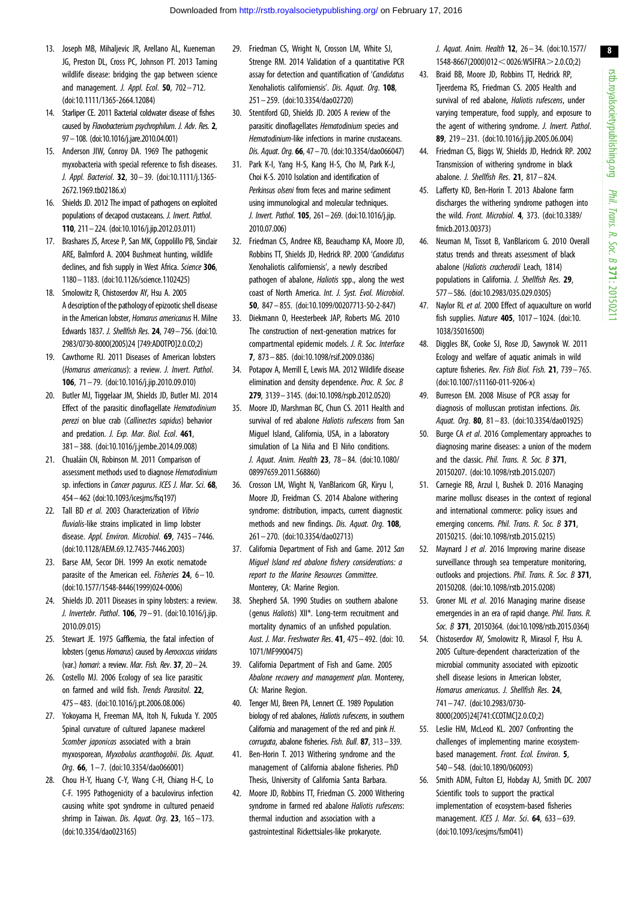13. Joseph MB, Mihaljevic JR, Arellano AL, Kueneman JG, Preston DL, Cross PC, Johnson PT. 2013 Taming wildlife disease: bridging the gap between science and management. *J. Appl. Ecol*. **50**, 702–712. (doi:10.1111/1365-2664.12084)

14. Starliper CE. 2011 Bacterial coldwater disease of fishes caused by *Flavobacterium psychrophilum*. *J. Adv. Res*. **2**, 97–108. (doi:10.1016/j.jare.2010.04.001)

15. Anderson JIW, Conroy DA. 1969 The pathogenic myxobacteria with special reference to fish diseases. *J. Appl. Bacteriol*. **32**, 30–39. (doi:10.1111/j.1365-2672.1969.tb02186.x)

16. Shields JD. 2012 The impact of pathogens on exploited populations of decapod crustaceans. *J. Invert. Pathol*. **110**, 211–224. (doi:10.1016/j.jip.2012.03.011)

17. Brashares JS, Arcese P, San MK, Coppolillo PB, Sinclair ARE, Balmford A. 2004 Bushmeat hunting, wildlife declines, and fish supply in West Africa. *Science* **306**, 1180–1183. (doi:10.1126/science.1102425)

18. Smolowitz R, Chistoserdov AY, Hsu A. 2005 A description of the pathology of epizootic shell disease in the American lobster, *Homarus americanus* H. Milne Edwards 1837. *J. Shellfish Res*. **24**, 749–756. (doi:10.2983/0730-8000(2005)24 [749:ADOTPO]2.0.CO;2)

19. Cawthorne RJ. 2011 Diseases of American lobsters (*Homarus americanus*): a review. *J. Invert. Pathol*. **106**, 71–79. (doi:10.1016/j.jip.2010.09.010)

20. Butler MJ, Tiggelaar JM, Shields JD, Butler MJ. 2014 Effect of the parasitic dinoflagellate *Hematodinium perezi* on blue crab (*Callinectes sapidus*) behavior and predation. *J. Exp. Mar. Biol. Ecol*. **461**, 381–388. (doi:10.1016/j.jembe.2014.09.008)

21. Chualáin CN, Robinson M. 2011 Comparison of assessment methods used to diagnose *Hematodinium* sp. infections in *Cancer pagurus*. *ICES J. Mar. Sci*. **68**, 454–462 (doi:10.1093/icesjms/fsq197)

22. Tall BD *et al*. 2003 Characterization of *Vibrio fluvialis*-like strains implicated in limp lobster disease. *Appl. Environ. Microbiol*. **69**, 7435–7446. (doi:10.1128/AEM.69.12.7435-7446.2003)

23. Barse AM, Secor DH. 1999 An exotic nematode parasite of the American eel. *Fisheries* **24**, 6–10. (doi:10.1577/1548-8446(1999)024-0006)

24. Shields JD. 2011 Diseases in spiny lobsters: a review. *J. Invertebr. Pathol*. **106**, 79–91. (doi:10.1016/j.jip.2010.09.015)

25. Stewart JE. 1975 Gaffkemia, the fatal infection of lobsters (genus *Homarus*) caused by *Aerococcus viridans* (var.) *homari*: a review. *Mar. Fish. Rev*. **37**, 20–24.

26. Costello MJ. 2006 Ecology of sea lice parasitic on farmed and wild fish. *Trends Parasitol*. **22**, 475–483. (doi:10.1016/j.pt.2006.08.006)

27. Yokoyama H, Freeman MA, Itoh N, Fukuda Y. 2005 Spinal curvature of cultured Japanese mackerel *Scomber japonicas* associated with a brain myxosporean, *Myxobolus acanthogobii*. *Dis. Aquat. Org*. **66**, 1–7. (doi:10.3354/dao066001)

28. Chou H-Y, Huang C-Y, Wang C-H, Chiang H-C, Lo C-F. 1995 Pathogenicity of a baculovirus infection causing white spot syndrome in cultured penaeid shrimp in Taiwan. *Dis. Aquat. Org*. **23**, 165–173. (doi:10.3354/dao023165)

29. Friedman CS, Wright N, Crosson LM, White SJ, Strenge RM. 2014 Validation of a quantitative PCR assay for detection and quantification of '*Candidatus* Xenohaliotis californiensis'. *Dis. Aquat. Org*. **108**, 251–259. (doi:10.3354/dao02720)

30. Stentiford GD, Shields JD. 2005 A review of the parasitic dinoflagellates *Hematodinium* species and *Hematodinium*-like infections in marine crustaceans. *Dis. Aquat. Org.* **66**, 47–70. (doi:10.3354/dao066047)

31. Park K-I, Yang H-S, Kang H-S, Cho M, Park K-J, Choi K-S. 2010 Isolation and identification of *Perkinsus olseni* from feces and marine sediment using immunological and molecular techniques. *J. Invert. Pathol*. **105**, 261–269. (doi:10.1016/j.jip.2010.07.006)

32. Friedman CS, Andree KB, Beauchamp KA, Moore JD, Robbins TT, Shields JD, Hedrick RP. 2000 '*Candidatus* Xenohaliotis californiensis', a newly described pathogen of abalone, *Haliotis* spp., along the west coast of North America. *Int. J. Syst. Evol. Microbiol*. **50**, 847–855. (doi:10.1099/00207713-50-2-847)

33. Diekmann O, Heesterbeek JAP, Roberts MG. 2010 The construction of next-generation matrices for compartmental epidemic models. *J. R. Soc. Interface* **7**, 873–885. (doi:10.1098/rsif.2009.0386)

34. Potapov A, Merrill E, Lewis MA. 2012 Wildlife disease elimination and density dependence. *Proc. R. Soc. B* **279**, 3139–3145. (doi:10.1098/rspb.2012.0520)

35. Moore JD, Marshman BC, Chun CS. 2011 Health and survival of red abalone *Haliotis rufescens* from San Miguel Island, California, USA, in a laboratory simulation of La Niña and El Niño conditions. *J. Aquat. Anim. Health* **23**, 78–84. (doi:10.1080/08997659.2011.568860)

36. Crosson LM, Wight N, VanBlaricom GR, Kiryu I, Moore JD, Freidman CS. 2014 Abalone withering syndrome: distribution, impacts, current diagnostic methods and new findings. *Dis. Aquat. Org*. **108**, 261–270. (doi:10.3354/dao02713)

37. California Department of Fish and Game. 2012 *San Miguel Island red abalone fishery considerations: a report to the Marine Resources Committee*. Monterey, CA: Marine Region.

38. Shepherd SA. 1990 Studies on southern abalone (genus *Haliotis*) XII\*. Long-term recruitment and mortality dynamics of an unfished population. *Aust. J. Mar. Freshwater Res*. **41**, 475–492. (doi: 10.1071/MF9900475)

39. California Department of Fish and Game. 2005 *Abalone recovery and management plan*. Monterey, CA: Marine Region.

40. Tenger MJ, Breen PA, Lennert CE. 1989 Population biology of red abalones, *Haliotis rufescens*, in southern California and management of the red and pink *H. corrugata*, abalone fisheries. *Fish. Bull*. **87**, 313–339.

41. Ben-Horin T. 2013 Withering syndrome and the management of California abalone fisheries. PhD Thesis, University of California Santa Barbara.

42. Moore JD, Robbins TT, Friedman CS. 2000 Withering syndrome in farmed red abalone *Haliotis rufescens*: thermal induction and association with a gastrointestinal Rickettsiales-like prokaryote. *J. Aquat. Anim. Health* **12**, 26–34. (doi:10.1577/1548-8667(2000)012<0026:WSIFRA>2.0.CO;2)

43. Braid BB, Moore JD, Robbins TT, Hedrick RP, Tjeerdema RS, Friedman CS. 2005 Health and survival of red abalone, *Haliotis rufescens*, under varying temperature, food supply, and exposure to the agent of withering syndrome. *J. Invert. Pathol*. **89**, 219–231. (doi:10.1016/j.jip.2005.06.004)

44. Friedman CS, Biggs W, Shields JD, Hedrick RP. 2002 Transmission of withering syndrome in black abalone. *J. Shellfish Res*. **21**, 817–824.

45. Lafferty KD, Ben-Horin T. 2013 Abalone farm discharges the withering syndrome pathogen into the wild. *Front. Microbiol*. **4**, 373. (doi:10.3389/fmicb.2013.00373)

46. Neuman M, Tissot B, VanBlaricom G. 2010 Overall status trends and threats assessment of black abalone (*Haliotis cracherodii* Leach, 1814) populations in California. *J. Shellfish Res*. **29**, 577–586. (doi:10.2983/035.029.0305)

47. Naylor RL *et al*. 2000 Effect of aquaculture on world fish supplies. *Nature* **405**, 1017–1024. (doi:10.1038/35016500)

48. Diggles BK, Cooke SJ, Rose JD, Sawynok W. 2011 Ecology and welfare of aquatic animals in wild capture fisheries. *Rev. Fish Biol. Fish*. **21**, 739–765. (doi:10.1007/s11160-011-9206-x)

49. Burreson EM. 2008 Misuse of PCR assay for diagnosis of molluscan protistan infections. *Dis. Aquat. Org*. **80**, 81–83. (doi:10.3354/dao01925)

50. Burge CA *et al*. 2016 Complementary approaches to diagnosing marine diseases: a union of the modern and the classic. *Phil. Trans. R. Soc. B* **371**, 20150207. (doi:10.1098/rstb.2015.0207)

51. Carnegie RB, Arzul I, Bushek D. 2016 Managing marine mollusc diseases in the context of regional and international commerce: policy issues and emerging concerns. *Phil. Trans. R. Soc. B* **371**, 20150215. (doi:10.1098/rstb.2015.0215)

52. Maynard J *et al*. 2016 Improving marine disease surveillance through sea temperature monitoring, outlooks and projections. *Phil. Trans. R. Soc. B* **371**, 20150208. (doi:10.1098/rstb.2015.0208)

53. Groner ML *et al*. 2016 Managing marine disease emergencies in an era of rapid change. *Phil. Trans. R. Soc. B* **371**, 20150364. (doi:10.1098/rstb.2015.0364)

54. Chistoserdov AY, Smolowitz R, Mirasol F, Hsu A. 2005 Culture-dependent characterization of the microbial community associated with epizootic shell disease lesions in American lobster, *Homarus americanus*. *J. Shellfish Res*. **24**, 741–747. (doi:10.2983/0730-8000(2005)24[741:CCOTMC]2.0.CO;2)

55. Leslie HM, McLeod KL. 2007 Confronting the challenges of implementing marine ecosystem-based management. *Front. Ecol. Environ*. **5**, 540–548. (doi:10.1890/060093)

56. Smith ADM, Fulton EJ, Hobday AJ, Smith DC. 2007 Scientific tools to support the practical implementation of ecosystem-based fisheries management. *ICES J. Mar. Sci*. **64**, 633–639. (doi:10.1093/icesjms/fsm041)